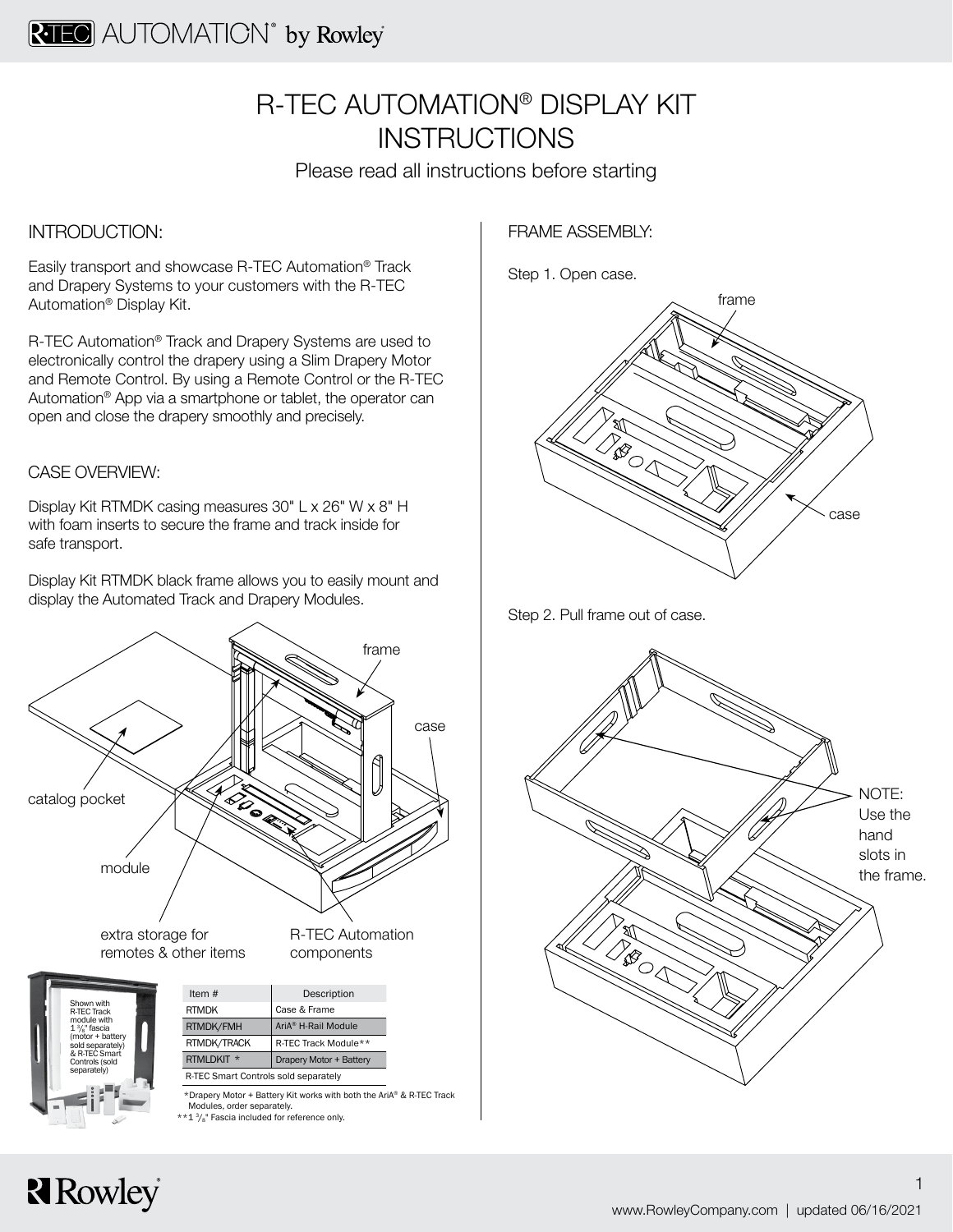# R-TEC AUTOMATION® DISPLAY KIT INSTRUCTIONS

Please read all instructions before starting

## INTRODUCTION:

Easily transport and showcase R-TEC Automation® Track and Drapery Systems to your customers with the R-TEC Automation® Display Kit.

R-TEC Automation® Track and Drapery Systems are used to electronically control the drapery using a Slim Drapery Motor and Remote Control. By using a Remote Control or the R-TEC Automation® App via a smartphone or tablet, the operator can open and close the drapery smoothly and precisely.

## CASE OVERVIEW:

Display Kit RTMDK casing measures 30" L x 26" W x 8" H with foam inserts to secure the frame and track inside for safe transport.

Display Kit RTMDK black frame allows you to easily mount and display the Automated Track and Drapery Modules.

frame

case

catalog pocket

module

extra storage for remotes & other items

R-TEC Automation components

Shown with R-TEC Track module with 1 3/8" fascia (motor + battery sold separately) & R-TEC Smart Controls (sold separately)

| Item # | Description |
|---|---|
| RTMDK | Case & Frame |
| RTMDK/FMH | AriA® H-Rail Module |
| RTMDK/TRACK | R-TEC Track Module** |
| RTMLDKIT * | Drapery Motor + Battery |
| R-TEC Smart Controls sold separately | |

*Drapery Motor + Battery Kit works with both the AriA® & R-TEC Track Modules, order separately.

**1 3/8" Fascia included for reference only.

## FRAME ASSEMBLY:

Step 1. Open case.

frame

case

Step 2. Pull frame out of case.

NOTE: Use the hand slots in the frame.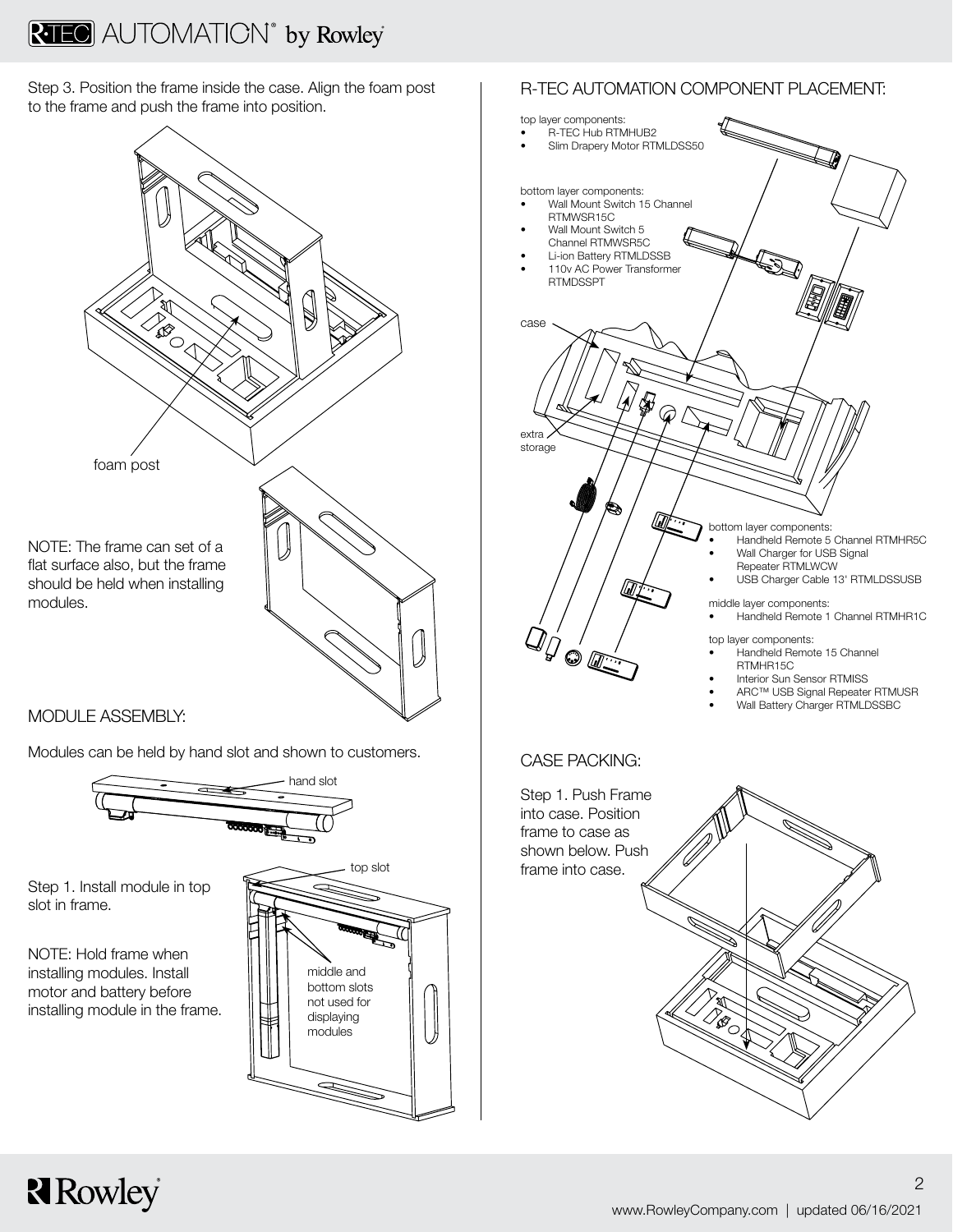Step 3. Position the frame inside the case. Align the foam post to the frame and push the frame into position.

foam post

NOTE: The frame can set of a flat surface also, but the frame should be held when installing modules.

## MODULE ASSEMBLY:

Modules can be held by hand slot and shown to customers.

hand slot

Step 1. Install module in top slot in frame.

NOTE: Hold frame when installing modules. Install motor and battery before installing module in the frame.

top slot

middle and bottom slots not used for displaying modules

## R-TEC AUTOMATION COMPONENT PLACEMENT:

top layer components:

- R-TEC Hub RTMHUB2
- Slim Drapery Motor RTMLDSS50

bottom layer components:

- Wall Mount Switch 15 Channel RTMWSR15C
- Wall Mount Switch 5 Channel RTMWSR5C
- Li-ion Battery RTMLDSSB
- 110v AC Power Transformer RTMDSSPT

case

extra storage

bottom layer components:

- Handheld Remote 5 Channel RTMHR5C
- Wall Charger for USB Signal Repeater RTMLWCW
- USB Charger Cable 13' RTMLDSSUSB

middle layer components:

- Handheld Remote 1 Channel RTMHR1C

top layer components:

- Handheld Remote 15 Channel RTMHR15C
- Interior Sun Sensor RTMISS
- ARC™ USB Signal Repeater RTMUSR
- Wall Battery Charger RTMLDSSBC

## CASE PACKING:

Step 1. Push Frame into case. Position frame to case as shown below. Push frame into case.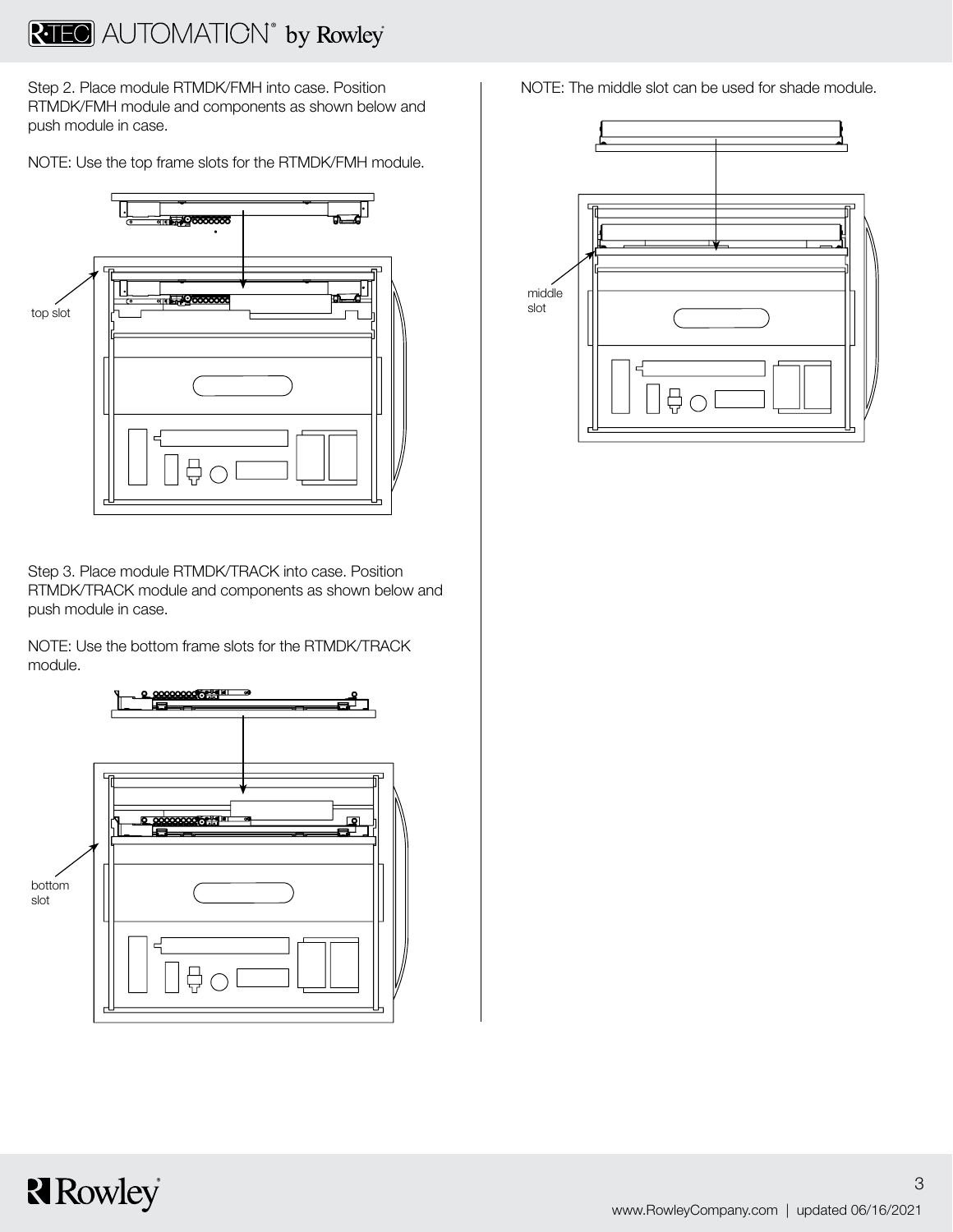Step 2. Place module RTMDK/FMH into case. Position RTMDK/FMH module and components as shown below and push module in case.

NOTE: Use the top frame slots for the RTMDK/FMH module.

top slot

Step 3. Place module RTMDK/TRACK into case. Position RTMDK/TRACK module and components as shown below and push module in case.

NOTE: Use the bottom frame slots for the RTMDK/TRACK module.

bottom slot

NOTE: The middle slot can be used for shade module.

middle slot